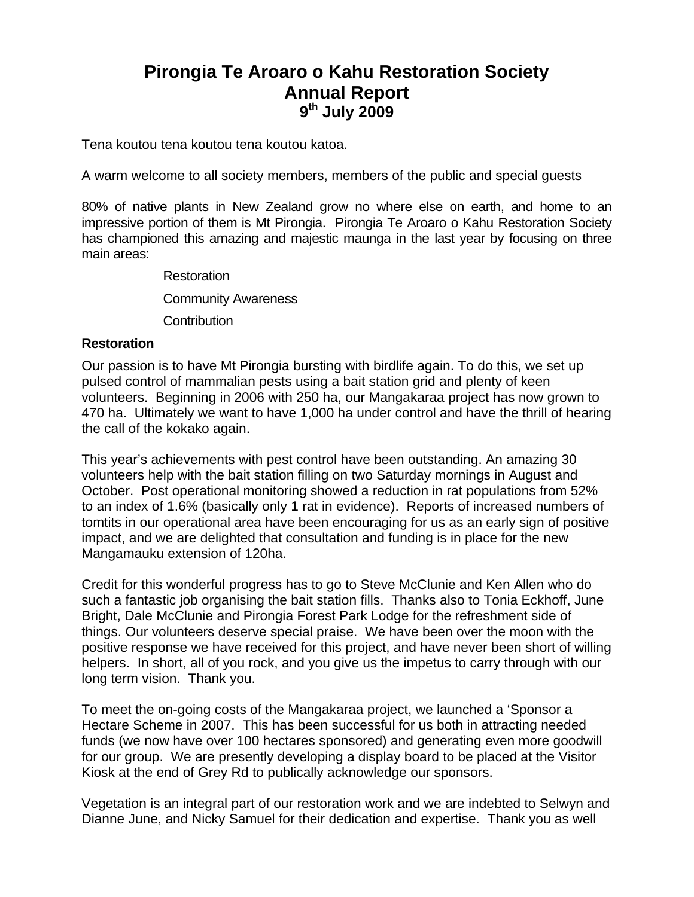# Pirongia Te Aroaro o Kahu Restoration Society Annual Report 9th July 2009

Tena koutou tena koutou tena koutou katoa.

A warm welcome to all society members, members of the public and special guests

80% of native plants in New Zealand grow no where else on earth, and home to an impressive portion of them is Mt Pirongia. Pirongia Te Aroaro o Kahu Restoration Society has championed this amazing and majestic maunga in the last year by focusing on three main areas:

- Restoration
- Community Awareness
- Contribution

**Restoration**

Our passion is to have Mt Pirongia bursting with birdlife again. To do this, we set up pulsed control of mammalian pests using a bait station grid and plenty of keen volunteers. Beginning in 2006 with 250 ha, our Mangakaraa project has now grown to 470 ha. Ultimately we want to have 1,000 ha under control and have the thrill of hearing the call of the kokako again.

This year's achievements with pest control have been outstanding. An amazing 30 volunteers help with the bait station filling on two Saturday mornings in August and October. Post operational monitoring showed a reduction in rat populations from 52% to an index of 1.6% (basically only 1 rat in evidence). Reports of increased numbers of tomtits in our operational area have been encouraging for us as an early sign of positive impact, and we are delighted that consultation and funding is in place for the new Mangamauku extension of 120ha.

Credit for this wonderful progress has to go to Steve McClunie and Ken Allen who do such a fantastic job organising the bait station fills. Thanks also to Tonia Eckhoff, June Bright, Dale McClunie and Pirongia Forest Park Lodge for the refreshment side of things. Our volunteers deserve special praise. We have been over the moon with the positive response we have received for this project, and have never been short of willing helpers. In short, all of you rock, and you give us the impetus to carry through with our long term vision. Thank you.

To meet the on-going costs of the Mangakaraa project, we launched a 'Sponsor a Hectare Scheme in 2007. This has been successful for us both in attracting needed funds (we now have over 100 hectares sponsored) and generating even more goodwill for our group. We are presently developing a display board to be placed at the Visitor Kiosk at the end of Grey Rd to publically acknowledge our sponsors.

Vegetation is an integral part of our restoration work and we are indebted to Selwyn and Dianne June, and Nicky Samuel for their dedication and expertise. Thank you as well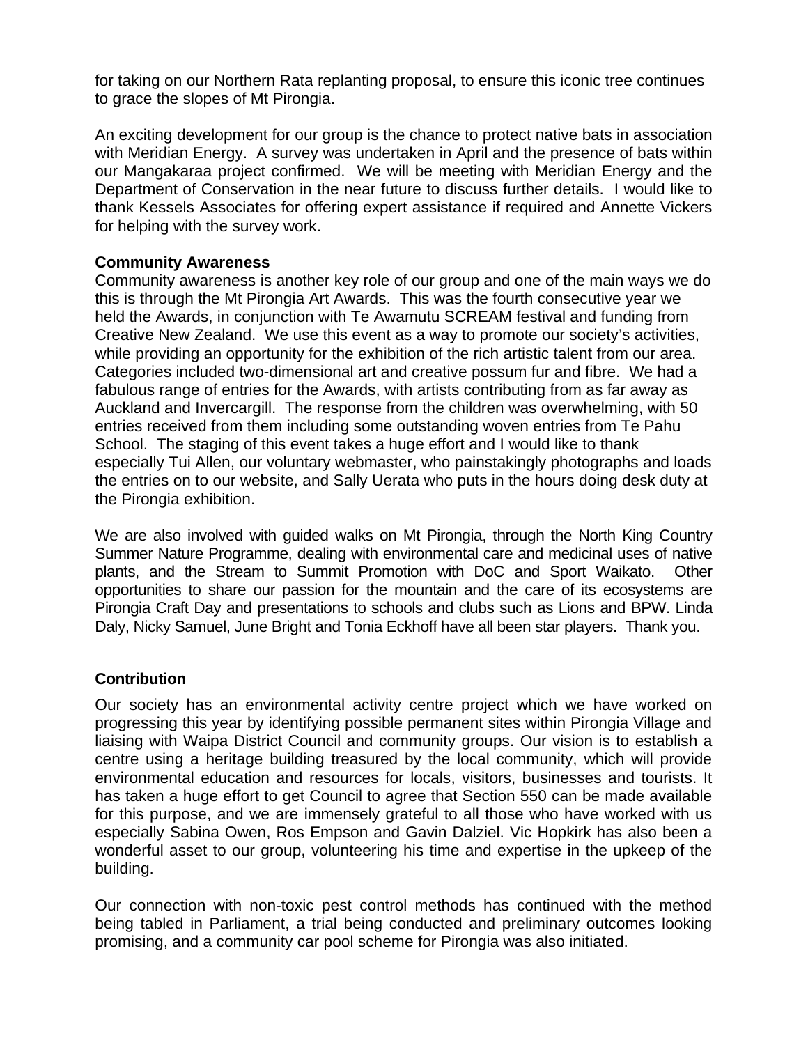for taking on our Northern Rata replanting proposal, to ensure this iconic tree continues to grace the slopes of Mt Pirongia.

An exciting development for our group is the chance to protect native bats in association with Meridian Energy. A survey was undertaken in April and the presence of bats within our Mangakaraa project confirmed. We will be meeting with Meridian Energy and the Department of Conservation in the near future to discuss further details. I would like to thank Kessels Associates for offering expert assistance if required and Annette Vickers for helping with the survey work.

**Community Awareness**

Community awareness is another key role of our group and one of the main ways we do this is through the Mt Pirongia Art Awards. This was the fourth consecutive year we held the Awards, in conjunction with Te Awamutu SCREAM festival and funding from Creative New Zealand. We use this event as a way to promote our society's activities, while providing an opportunity for the exhibition of the rich artistic talent from our area. Categories included two-dimensional art and creative possum fur and fibre. We had a fabulous range of entries for the Awards, with artists contributing from as far away as Auckland and Invercargill. The response from the children was overwhelming, with 50 entries received from them including some outstanding woven entries from Te Pahu School. The staging of this event takes a huge effort and I would like to thank especially Tui Allen, our voluntary webmaster, who painstakingly photographs and loads the entries on to our website, and Sally Uerata who puts in the hours doing desk duty at the Pirongia exhibition.

We are also involved with guided walks on Mt Pirongia, through the North King Country Summer Nature Programme, dealing with environmental care and medicinal uses of native plants, and the Stream to Summit Promotion with DoC and Sport Waikato. Other opportunities to share our passion for the mountain and the care of its ecosystems are Pirongia Craft Day and presentations to schools and clubs such as Lions and BPW. Linda Daly, Nicky Samuel, June Bright and Tonia Eckhoff have all been star players. Thank you.

**Contribution**

Our society has an environmental activity centre project which we have worked on progressing this year by identifying possible permanent sites within Pirongia Village and liaising with Waipa District Council and community groups. Our vision is to establish a centre using a heritage building treasured by the local community, which will provide environmental education and resources for locals, visitors, businesses and tourists. It has taken a huge effort to get Council to agree that Section 550 can be made available for this purpose, and we are immensely grateful to all those who have worked with us especially Sabina Owen, Ros Empson and Gavin Dalziel. Vic Hopkirk has also been a wonderful asset to our group, volunteering his time and expertise in the upkeep of the building.

Our connection with non-toxic pest control methods has continued with the method being tabled in Parliament, a trial being conducted and preliminary outcomes looking promising, and a community car pool scheme for Pirongia was also initiated.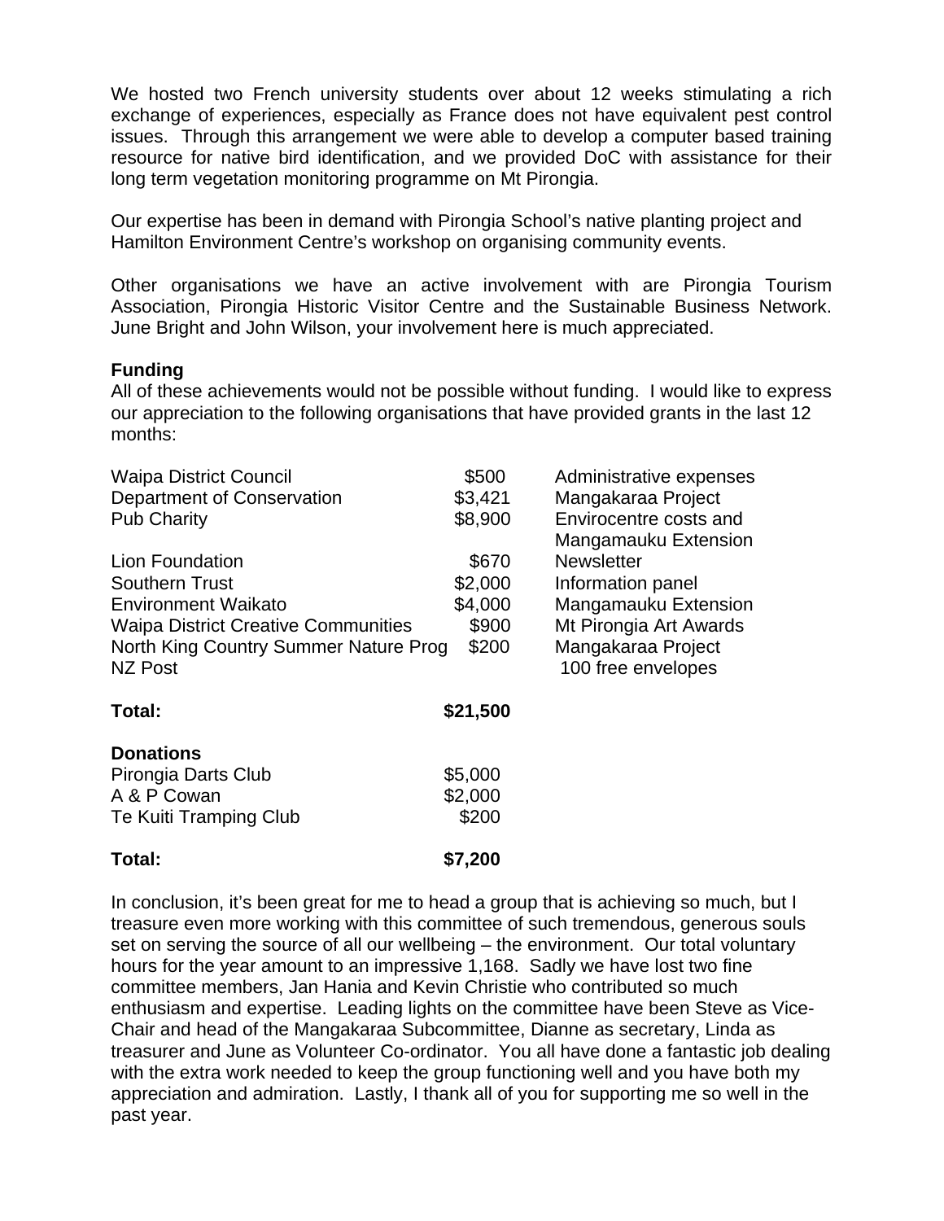We hosted two French university students over about 12 weeks stimulating a rich exchange of experiences, especially as France does not have equivalent pest control issues. Through this arrangement we were able to develop a computer based training resource for native bird identification, and we provided DoC with assistance for their long term vegetation monitoring programme on Mt Pirongia.

Our expertise has been in demand with Pirongia School's native planting project and Hamilton Environment Centre's workshop on organising community events.

Other organisations we have an active involvement with are Pirongia Tourism Association, Pirongia Historic Visitor Centre and the Sustainable Business Network. June Bright and John Wilson, your involvement here is much appreciated.

**Funding**

All of these achievements would not be possible without funding. I would like to express our appreciation to the following organisations that have provided grants in the last 12 months:

| | | |
|---|---|---|
| Waipa District Council | $500 | Administrative expenses |
| Department of Conservation | $3,421 | Mangakaraa Project |
| Pub Charity | $8,900 | Envirocentre costs and Mangamauku Extension |
| Lion Foundation | $670 | Newsletter |
| Southern Trust | $2,000 | Information panel |
| Environment Waikato | $4,000 | Mangamauku Extension |
| Waipa District Creative Communities | $900 | Mt Pirongia Art Awards |
| North King Country Summer Nature Prog | $200 | Mangakaraa Project |
| NZ Post | | 100 free envelopes |
| **Total:** | **$21,500** | |

**Donations**

| | |
|---|---|
| Pirongia Darts Club | $5,000 |
| A & P Cowan | $2,000 |
| Te Kuiti Tramping Club | $200 |
| **Total:** | **$7,200** |

In conclusion, it's been great for me to head a group that is achieving so much, but I treasure even more working with this committee of such tremendous, generous souls set on serving the source of all our wellbeing – the environment. Our total voluntary hours for the year amount to an impressive 1,168. Sadly we have lost two fine committee members, Jan Hania and Kevin Christie who contributed so much enthusiasm and expertise. Leading lights on the committee have been Steve as Vice-Chair and head of the Mangakaraa Subcommittee, Dianne as secretary, Linda as treasurer and June as Volunteer Co-ordinator. You all have done a fantastic job dealing with the extra work needed to keep the group functioning well and you have both my appreciation and admiration. Lastly, I thank all of you for supporting me so well in the past year.